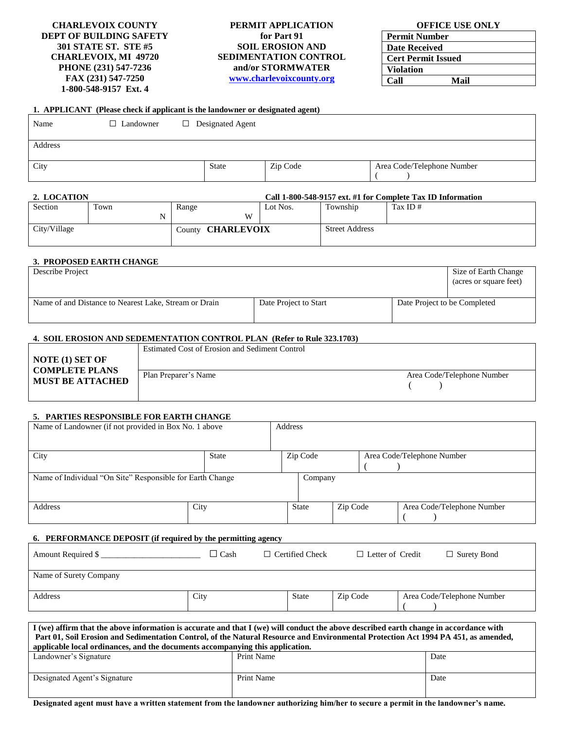**CHARLEVOIX COUNTY**
**DEPT OF BUILDING SAFETY**
**301 STATE ST. STE #5**
**CHARLEVOIX, MI 49720**
**PHONE (231) 547-7236**
**FAX (231) 547-7250**
**1-800-548-9157 Ext. 4**

**PERMIT APPLICATION**
**for Part 91**
**SOIL EROSION AND SEDIMENTATION CONTROL**
**and/or STORMWATER**
**www.charlevoixcounty.org**

**OFFICE USE ONLY**

| Permit Number | |
|---|---|
| Date Received | |
| Cert Permit Issued | |
| Violation | |
| Call | Mail |

### 1. APPLICANT (Please check if applicant is the landowner or designated agent)

| Name ☐ Landowner ☐ Designated Agent | | | |
|---|---|---|---|
| Address | | | |
| City | State | Zip Code | Area Code/Telephone Number ( ) |

### 2. LOCATION

**Call 1-800-548-9157 ext. #1 for Complete Tax ID Information**

| Section | Town N | Range W | Lot Nos. | Township | Tax ID # |
|---|---|---|---|---|---|
| City/Village | | County **CHARLEVOIX** | | Street Address | |

### 3. PROPOSED EARTH CHANGE

| Describe Project | | Size of Earth Change (acres or square feet) |
|---|---|---|
| Name of and Distance to Nearest Lake, Stream or Drain | Date Project to Start | Date Project to be Completed |

### 4. SOIL EROSION AND SEDEMENTATION CONTROL PLAN (Refer to Rule 323.1703)

| **NOTE (1) SET OF COMPLETE PLANS MUST BE ATTACHED** | Estimated Cost of Erosion and Sediment Control | |
|---|---|---|
| | Plan Preparer's Name | Area Code/Telephone Number ( ) |

### 5. PARTIES RESPONSIBLE FOR EARTH CHANGE

| Name of Landowner (if not provided in Box No. 1 above) | | Address | | |
|---|---|---|---|---|
| City | State | Zip Code | Area Code/Telephone Number ( ) | |
| Name of Individual "On Site" Responsible for Earth Change | | Company | | |
| Address | City | State | Zip Code | Area Code/Telephone Number ( ) |

### 6. PERFORMANCE DEPOSIT (if required by the permitting agency)

| Amount Required $ ______________________ | ☐ Cash | ☐ Certified Check | ☐ Letter of Credit | ☐ Surety Bond |
|---|---|---|---|---|
| Name of Surety Company | | | | |
| Address | City | State | Zip Code | Area Code/Telephone Number ( ) |

**I (we) affirm that the above information is accurate and that I (we) will conduct the above described earth change in accordance with Part 01, Soil Erosion and Sedimentation Control, of the Natural Resource and Environmental Protection Act 1994 PA 451, as amended, applicable local ordinances, and the documents accompanying this application.**

| Landowner's Signature | Print Name | Date |
|---|---|---|
| Designated Agent's Signature | Print Name | Date |

**Designated agent must have a written statement from the landowner authorizing him/her to secure a permit in the landowner's name.**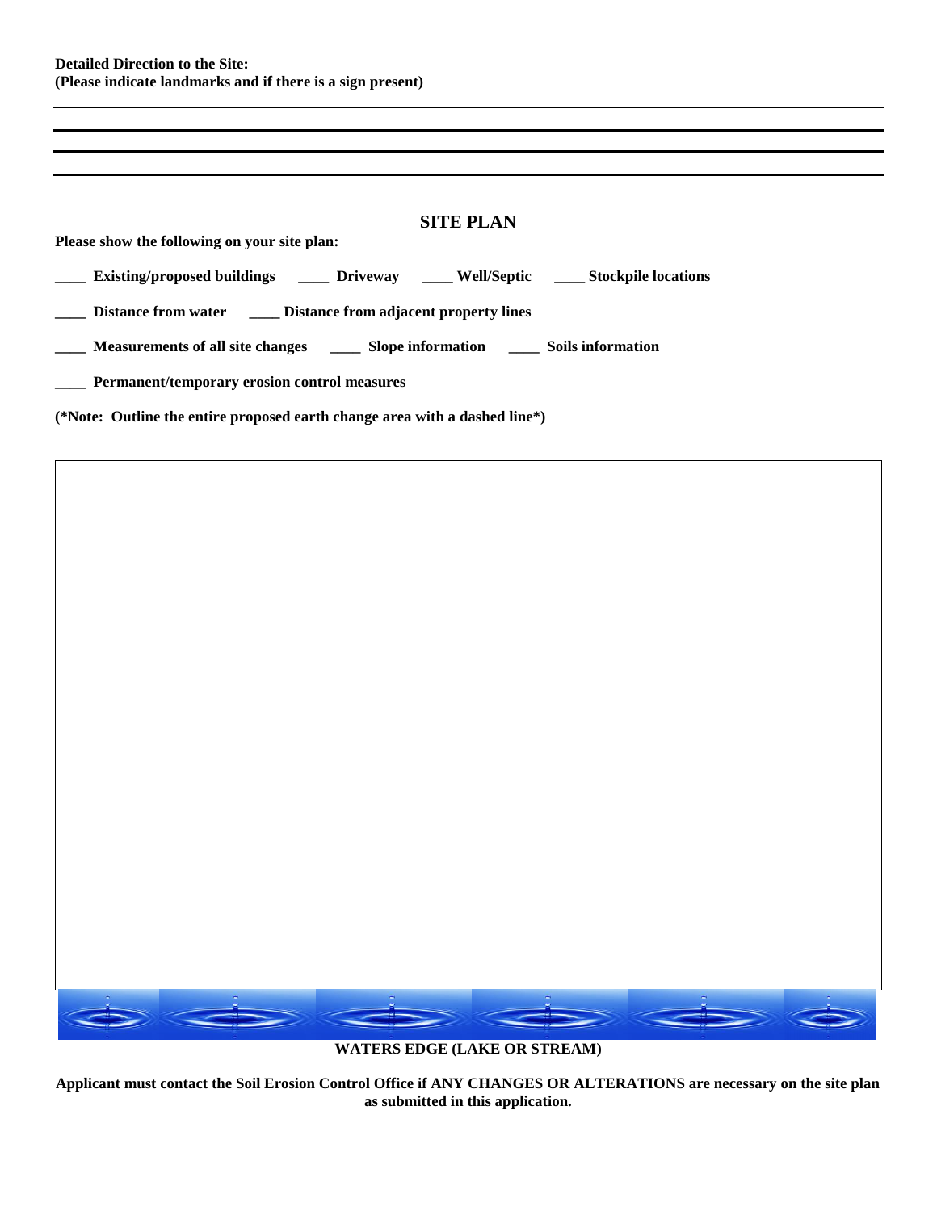**Detailed Direction to the Site:**
**(Please indicate landmarks and if there is a sign present)**

## SITE PLAN

**Please show the following on your site plan:**

**____ Existing/proposed buildings ____ Driveway ____ Well/Septic ____ Stockpile locations**

**____ Distance from water ____ Distance from adjacent property lines**

**____ Measurements of all site changes ____ Slope information ____ Soils information**

**____ Permanent/temporary erosion control measures**

**(*Note: Outline the entire proposed earth change area with a dashed line*)**

**WATERS EDGE (LAKE OR STREAM)**

**Applicant must contact the Soil Erosion Control Office if ANY CHANGES OR ALTERATIONS are necessary on the site plan as submitted in this application.**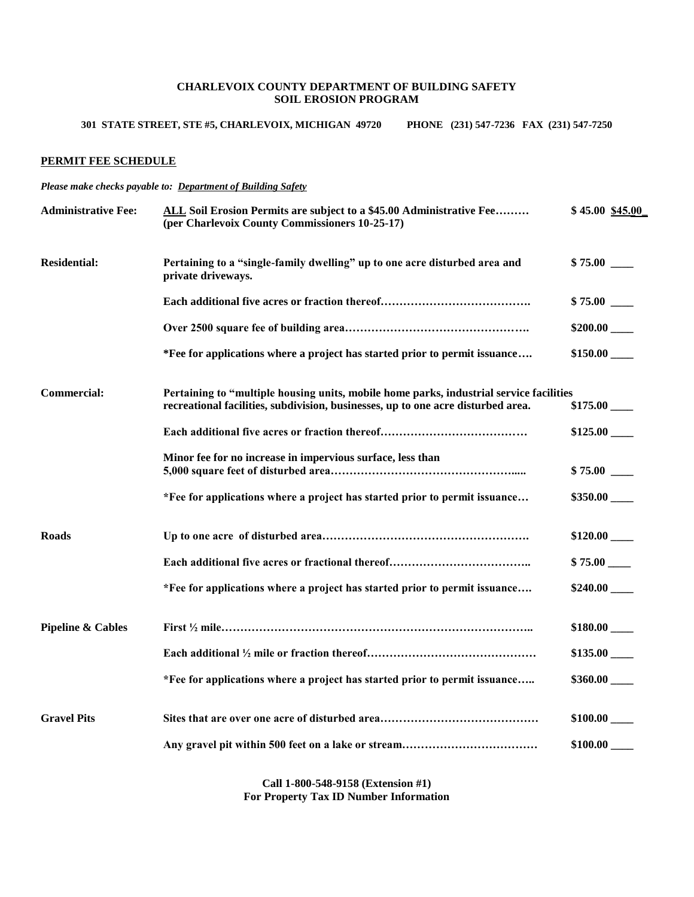**CHARLEVOIX COUNTY DEPARTMENT OF BUILDING SAFETY**
**SOIL EROSION PROGRAM**

**301 STATE STREET, STE #5, CHARLEVOIX, MICHIGAN 49720 PHONE (231) 547-7236 FAX (231) 547-7250**

**PERMIT FEE SCHEDULE**

***Please make checks payable to: Department of Building Safety***

| | | |
|---|---|---|
| **Administrative Fee:** | **ALL Soil Erosion Permits are subject to a $45.00 Administrative Fee……… (per Charlevoix County Commissioners 10-25-17)** | **$ 45.00 $45.00_** |
| **Residential:** | **Pertaining to a "single-family dwelling" up to one acre disturbed area and private driveways.** | **$ 75.00 ____** |
| | **Each additional five acres or fraction thereof………………………………….** | **$ 75.00 ____** |
| | **Over 2500 square fee of building area………………………………………….** | **$200.00 ____** |
| | **\*Fee for applications where a project has started prior to permit issuance….** | **$150.00 ____** |
| **Commercial:** | **Pertaining to "multiple housing units, mobile home parks, industrial service facilities recreational facilities, subdivision, businesses, up to one acre disturbed area.** | **$175.00 ____** |
| | **Each additional five acres or fraction thereof…………………………………** | **$125.00 ____** |
| | **Minor fee for no increase in impervious surface, less than 5,000 square feet of disturbed area…………………………………………….....** | **$ 75.00 ____** |
| | **\*Fee for applications where a project has started prior to permit issuance…** | **$350.00 ____** |
| **Roads** | **Up to one acre of disturbed area……………………………………………….** | **$120.00 ____** |
| | **Each additional five acres or fractional thereof………………………………..** | **$ 75.00 ____** |
| | **\*Fee for applications where a project has started prior to permit issuance….** | **$240.00 ____** |
| **Pipeline & Cables** | **First ½ mile……………………………………………………………………..** | **$180.00 ____** |
| | **Each additional ½ mile or fraction thereof………………………………………** | **$135.00 ____** |
| | **\*Fee for applications where a project has started prior to permit issuance…..** | **$360.00 ____** |
| **Gravel Pits** | **Sites that are over one acre of disturbed area……………………………………** | **$100.00 ____** |
| | **Any gravel pit within 500 feet on a lake or stream………………………………** | **$100.00 ____** |

**Call 1-800-548-9158 (Extension #1)**
**For Property Tax ID Number Information**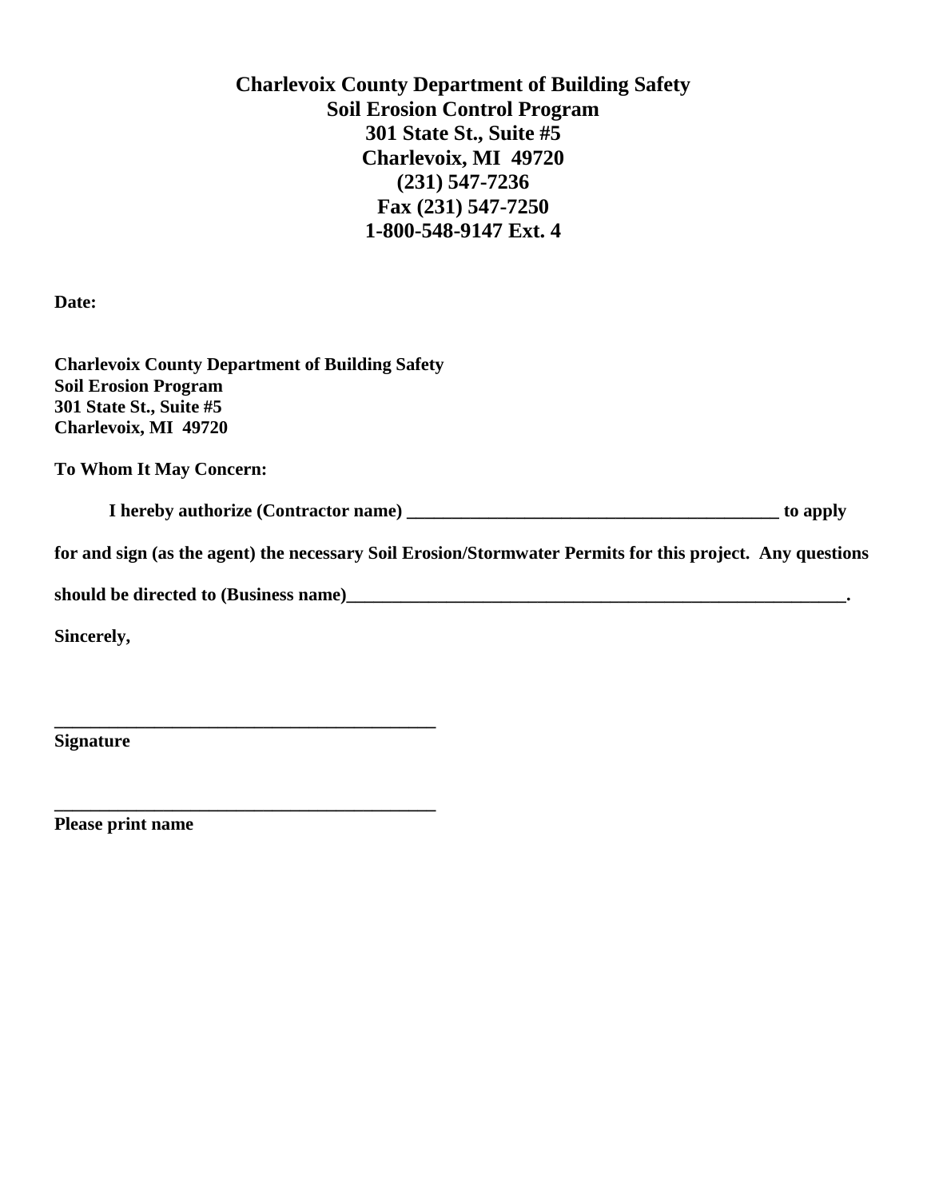**Charlevoix County Department of Building Safety**
**Soil Erosion Control Program**
**301 State St., Suite #5**
**Charlevoix, MI 49720**
**(231) 547-7236**
**Fax (231) 547-7250**
**1-800-548-9147 Ext. 4**

**Date:**

**Charlevoix County Department of Building Safety**
**Soil Erosion Program**
**301 State St., Suite #5**
**Charlevoix, MI 49720**

**To Whom It May Concern:**

**I hereby authorize (Contractor name) ________________________________________ to apply for and sign (as the agent) the necessary Soil Erosion/Stormwater Permits for this project. Any questions should be directed to (Business name)__________________________________________________.**

**Sincerely,**

**___________________________________________**
**Signature**

**___________________________________________**
**Please print name**